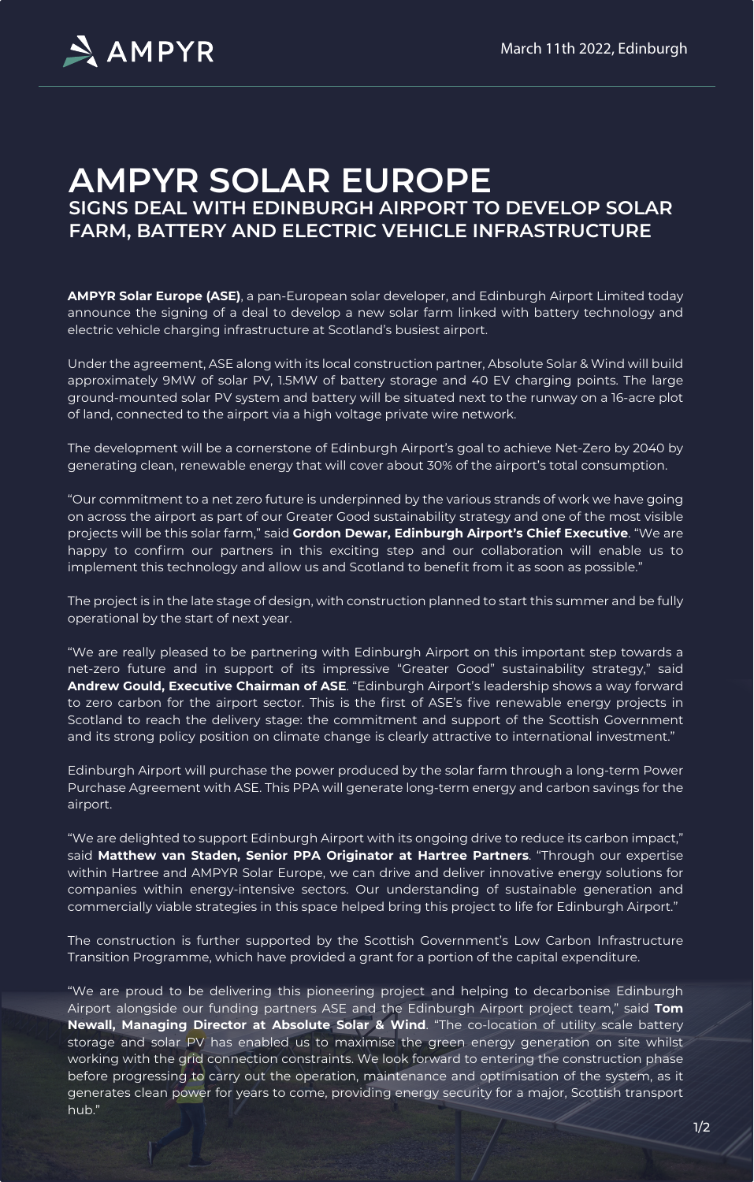AMPYR

March 11th 2022, Edinburgh

# AMPYR SOLAR EUROPE

## SIGNS DEAL WITH EDINBURGH AIRPORT TO DEVELOP SOLAR FARM, BATTERY AND ELECTRIC VEHICLE INFRASTRUCTURE

**AMPYR Solar Europe (ASE)**, a pan-European solar developer, and Edinburgh Airport Limited today announce the signing of a deal to develop a new solar farm linked with battery technology and electric vehicle charging infrastructure at Scotland's busiest airport.

Under the agreement, ASE along with its local construction partner, Absolute Solar & Wind will build approximately 9MW of solar PV, 1.5MW of battery storage and 40 EV charging points. The large ground-mounted solar PV system and battery will be situated next to the runway on a 16-acre plot of land, connected to the airport via a high voltage private wire network.

The development will be a cornerstone of Edinburgh Airport's goal to achieve Net-Zero by 2040 by generating clean, renewable energy that will cover about 30% of the airport's total consumption.

"Our commitment to a net zero future is underpinned by the various strands of work we have going on across the airport as part of our Greater Good sustainability strategy and one of the most visible projects will be this solar farm," said **Gordon Dewar, Edinburgh Airport's Chief Executive**. "We are happy to confirm our partners in this exciting step and our collaboration will enable us to implement this technology and allow us and Scotland to benefit from it as soon as possible."

The project is in the late stage of design, with construction planned to start this summer and be fully operational by the start of next year.

"We are really pleased to be partnering with Edinburgh Airport on this important step towards a net-zero future and in support of its impressive "Greater Good" sustainability strategy," said **Andrew Gould, Executive Chairman of ASE**. "Edinburgh Airport's leadership shows a way forward to zero carbon for the airport sector. This is the first of ASE's five renewable energy projects in Scotland to reach the delivery stage: the commitment and support of the Scottish Government and its strong policy position on climate change is clearly attractive to international investment."

Edinburgh Airport will purchase the power produced by the solar farm through a long-term Power Purchase Agreement with ASE. This PPA will generate long-term energy and carbon savings for the airport.

"We are delighted to support Edinburgh Airport with its ongoing drive to reduce its carbon impact," said **Matthew van Staden, Senior PPA Originator at Hartree Partners**. "Through our expertise within Hartree and AMPYR Solar Europe, we can drive and deliver innovative energy solutions for companies within energy-intensive sectors. Our understanding of sustainable generation and commercially viable strategies in this space helped bring this project to life for Edinburgh Airport."

The construction is further supported by the Scottish Government's Low Carbon Infrastructure Transition Programme, which have provided a grant for a portion of the capital expenditure.

"We are proud to be delivering this pioneering project and helping to decarbonise Edinburgh Airport alongside our funding partners ASE and the Edinburgh Airport project team," said **Tom Newall, Managing Director at Absolute Solar & Wind**. "The co-location of utility scale battery storage and solar PV has enabled us to maximise the green energy generation on site whilst working with the grid connection constraints. We look forward to entering the construction phase before progressing to carry out the operation, maintenance and optimisation of the system, as it generates clean power for years to come, providing energy security for a major, Scottish transport hub."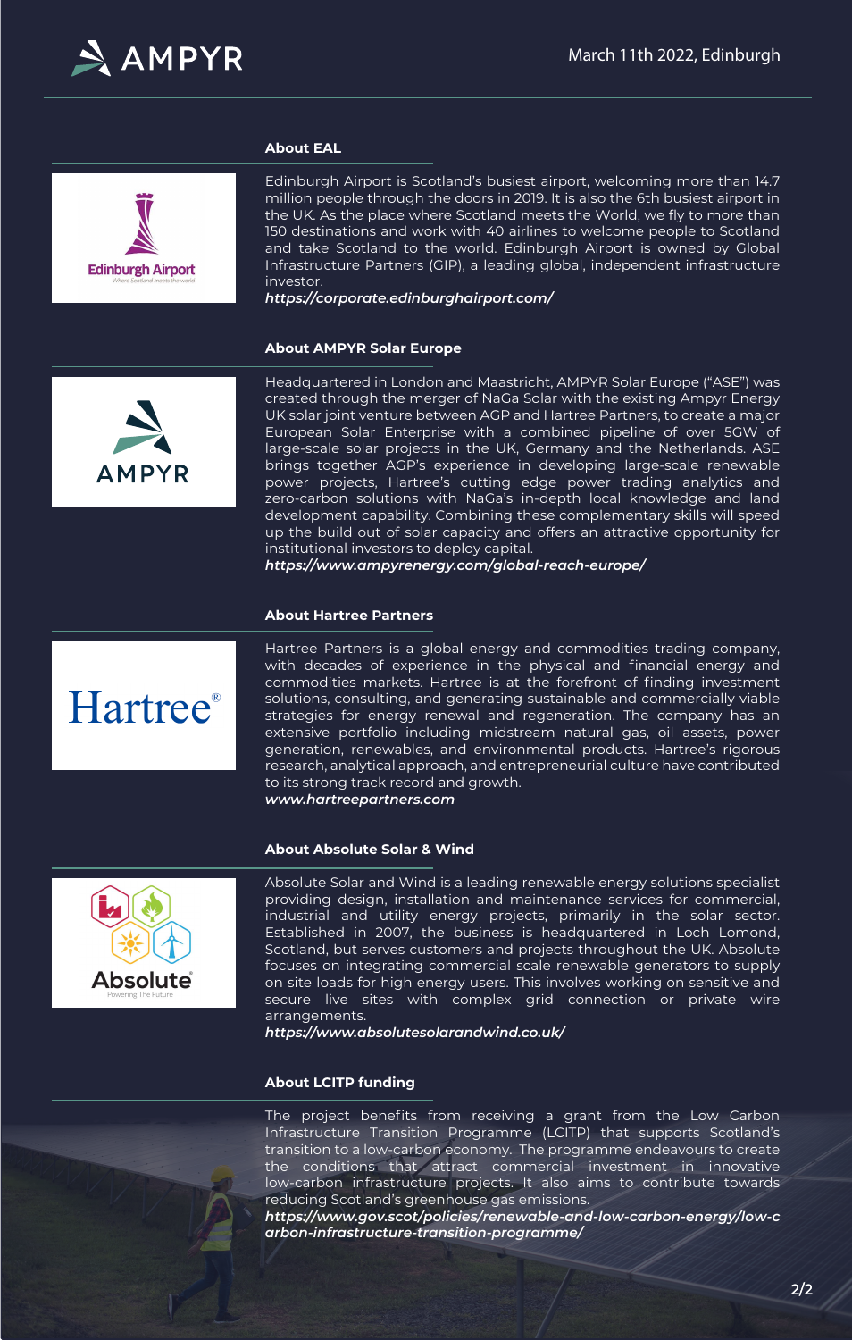March 11th 2022, Edinburgh

## About EAL

Edinburgh Airport is Scotland's busiest airport, welcoming more than 14.7 million people through the doors in 2019. It is also the 6th busiest airport in the UK. As the place where Scotland meets the World, we fly to more than 150 destinations and work with 40 airlines to welcome people to Scotland and take Scotland to the world. Edinburgh Airport is owned by Global Infrastructure Partners (GIP), a leading global, independent infrastructure investor.

***https://corporate.edinburghairport.com/***

## About AMPYR Solar Europe

Headquartered in London and Maastricht, AMPYR Solar Europe ("ASE") was created through the merger of NaGa Solar with the existing Ampyr Energy UK solar joint venture between AGP and Hartree Partners, to create a major European Solar Enterprise with a combined pipeline of over 5GW of large-scale solar projects in the UK, Germany and the Netherlands. ASE brings together AGP's experience in developing large-scale renewable power projects, Hartree's cutting edge power trading analytics and zero-carbon solutions with NaGa's in-depth local knowledge and land development capability. Combining these complementary skills will speed up the build out of solar capacity and offers an attractive opportunity for institutional investors to deploy capital.

***https://www.ampyrenergy.com/global-reach-europe/***

## About Hartree Partners

Hartree Partners is a global energy and commodities trading company, with decades of experience in the physical and financial energy and commodities markets. Hartree is at the forefront of finding investment solutions, consulting, and generating sustainable and commercially viable strategies for energy renewal and regeneration. The company has an extensive portfolio including midstream natural gas, oil assets, power generation, renewables, and environmental products. Hartree's rigorous research, analytical approach, and entrepreneurial culture have contributed to its strong track record and growth.

***www.hartreepartners.com***

## About Absolute Solar & Wind

Absolute Solar and Wind is a leading renewable energy solutions specialist providing design, installation and maintenance services for commercial, industrial and utility energy projects, primarily in the solar sector. Established in 2007, the business is headquartered in Loch Lomond, Scotland, but serves customers and projects throughout the UK. Absolute focuses on integrating commercial scale renewable generators to supply on site loads for high energy users. This involves working on sensitive and secure live sites with complex grid connection or private wire arrangements.

***https://www.absolutesolarandwind.co.uk/***

## About LCITP funding

The project benefits from receiving a grant from the Low Carbon Infrastructure Transition Programme (LCITP) that supports Scotland's transition to a low-carbon economy. The programme endeavours to create the conditions that attract commercial investment in innovative low-carbon infrastructure projects. It also aims to contribute towards reducing Scotland's greenhouse gas emissions.

***https://www.gov.scot/policies/renewable-and-low-carbon-energy/low-carbon-infrastructure-transition-programme/***